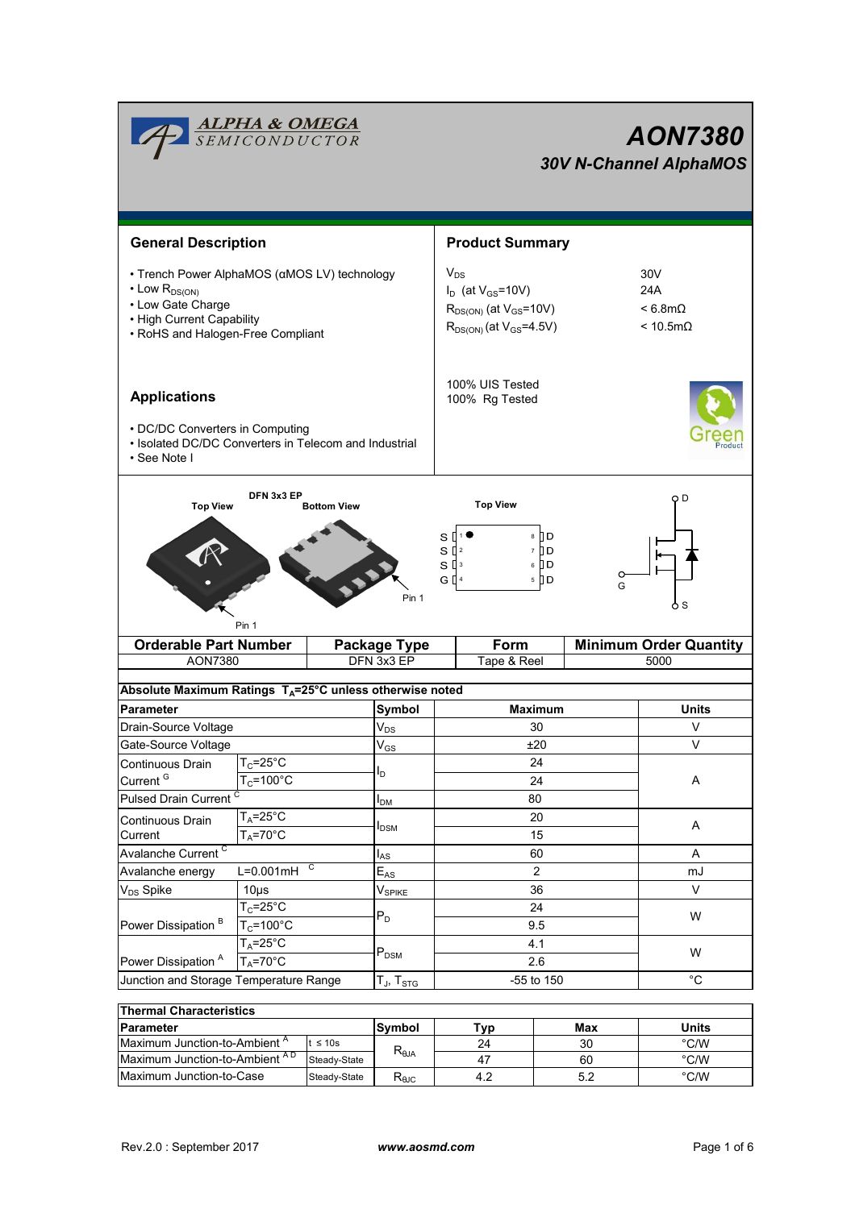# AON7380

## 30V N-Channel AlphaMOS

## General Description

- Trench Power AlphaMOS (αMOS LV) technology
- Low $R_{DS(ON)}$
- Low Gate Charge
- High Current Capability
- RoHS and Halogen-Free Compliant

## Product Summary

| | |
|---|---|
| $V_{DS}$ | 30V |
| $I_D$ (at $V_{GS}$=10V) | 24A |
| $R_{DS(ON)}$ (at $V_{GS}$=10V) | < 6.8mΩ |
| $R_{DS(ON)}$ (at $V_{GS}$=4.5V) | < 10.5mΩ |

100% UIS Tested
100% Rg Tested

## Applications

- DC/DC Converters in Computing
- Isolated DC/DC Converters in Telecom and Industrial
- See Note I

DFN 3x3 EP

Top View | Bottom View | Pin 1

Top View: S 1, S 2, S 3, G 4 | 8 D, 7 D, 6 D, 5 D

D, G, S

| Orderable Part Number | Package Type | Form | Minimum Order Quantity |
|---|---|---|---|
| AON7380 | DFN 3x3 EP | Tape & Reel | 5000 |

**Absolute Maximum Ratings $T_A$=25°C unless otherwise noted**

| Parameter | | Symbol | Maximum | Units |
|---|---|---|---|---|
| Drain-Source Voltage | | $V_{DS}$ | 30 | V |
| Gate-Source Voltage | | $V_{GS}$ | ±20 | V |
| Continuous Drain Current [G] | $T_C$=25°C | $I_D$ | 24 | A |
| | $T_C$=100°C | | 24 | |
| Pulsed Drain Current [C] | | $I_{DM}$ | 80 | |
| Continuous Drain Current | $T_A$=25°C | $I_{DSM}$ | 20 | A |
| | $T_A$=70°C | | 15 | |
| Avalanche Current [C] | | $I_{AS}$ | 60 | A |
| Avalanche energy | L=0.001mH [C] | $E_{AS}$ | 2 | mJ |
| $V_{DS}$ Spike | 10µs | $V_{SPIKE}$ | 36 | V |
| Power Dissipation [B] | $T_C$=25°C | $P_D$ | 24 | W |
| | $T_C$=100°C | | 9.5 | |
| Power Dissipation [A] | $T_A$=25°C | $P_{DSM}$ | 4.1 | W |
| | $T_A$=70°C | | 2.6 | |
| Junction and Storage Temperature Range | | $T_J$, $T_{STG}$ | -55 to 150 | °C |

**Thermal Characteristics**

| Parameter | | Symbol | Typ | Max | Units |
|---|---|---|---|---|---|
| Maximum Junction-to-Ambient [A] | t ≤ 10s | $R_{\theta JA}$ | 24 | 30 | °C/W |
| Maximum Junction-to-Ambient [A D] | Steady-State | | 47 | 60 | °C/W |
| Maximum Junction-to-Case | Steady-State | $R_{\theta JC}$ | 4.2 | 5.2 | °C/W |

Rev.2.0 : September 2017 www.aosmd.com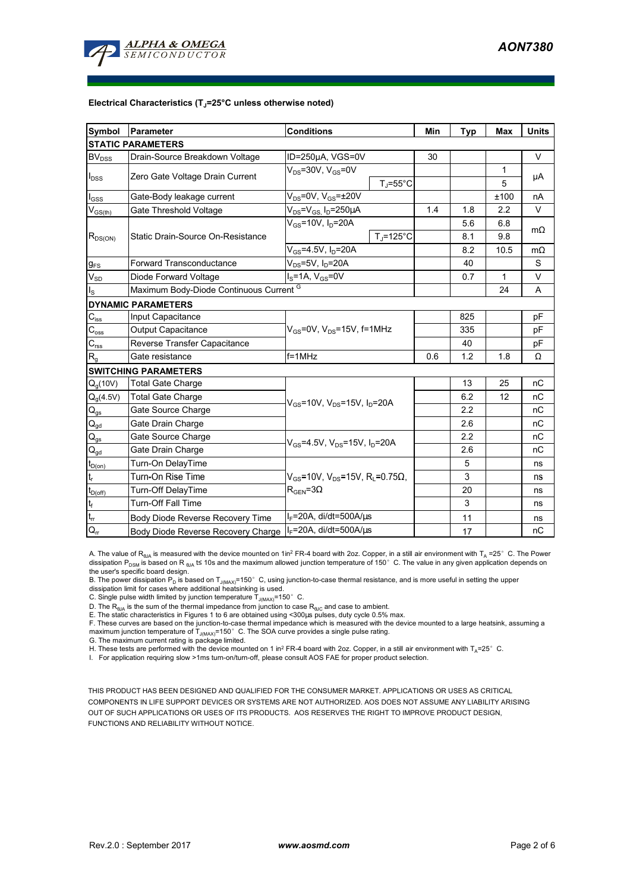**Electrical Characteristics ($T_J$=25°C unless otherwise noted)**

| Symbol | Parameter | Conditions | Min | Typ | Max | Units |
|---|---|---|---|---|---|---|
| **STATIC PARAMETERS** | | | | | | |
| $BV_{DSS}$ | Drain-Source Breakdown Voltage | ID=250µA, VGS=0V | 30 | | | V |
| $I_{DSS}$ | Zero Gate Voltage Drain Current | $V_{DS}$=30V, $V_{GS}$=0V | | | 1 | µA |
| | | $T_J$=55°C | | | 5 | |
| $I_{GSS}$ | Gate-Body leakage current | $V_{DS}$=0V, $V_{GS}$=±20V | | | ±100 | nA |
| $V_{GS(th)}$ | Gate Threshold Voltage | $V_{DS}$=$V_{GS}$, $I_D$=250µA | 1.4 | 1.8 | 2.2 | V |
| $R_{DS(ON)}$ | Static Drain-Source On-Resistance | $V_{GS}$=10V, $I_D$=20A | | 5.6 | 6.8 | mΩ |
| | | $T_J$=125°C | | 8.1 | 9.8 | |
| | | $V_{GS}$=4.5V, $I_D$=20A | | 8.2 | 10.5 | mΩ |
| $g_{FS}$ | Forward Transconductance | $V_{DS}$=5V, $I_D$=20A | | 40 | | S |
| $V_{SD}$ | Diode Forward Voltage | $I_S$=1A, $V_{GS}$=0V | | 0.7 | 1 | V |
| $I_S$ | Maximum Body-Diode Continuous Current G | | | | 24 | A |
| **DYNAMIC PARAMETERS** | | | | | | |
| $C_{iss}$ | Input Capacitance | $V_{GS}$=0V, $V_{DS}$=15V, f=1MHz | | 825 | | pF |
| $C_{oss}$ | Output Capacitance | | | 335 | | pF |
| $C_{rss}$ | Reverse Transfer Capacitance | | | 40 | | pF |
| $R_g$ | Gate resistance | f=1MHz | 0.6 | 1.2 | 1.8 | Ω |
| **SWITCHING PARAMETERS** | | | | | | |
| $Q_g$(10V) | Total Gate Charge | $V_{GS}$=10V, $V_{DS}$=15V, $I_D$=20A | | 13 | 25 | nC |
| $Q_g$(4.5V) | Total Gate Charge | | | 6.2 | 12 | nC |
| $Q_{gs}$ | Gate Source Charge | | | 2.2 | | nC |
| $Q_{gd}$ | Gate Drain Charge | | | 2.6 | | nC |
| $Q_{gs}$ | Gate Source Charge | $V_{GS}$=4.5V, $V_{DS}$=15V, $I_D$=20A | | 2.2 | | nC |
| $Q_{gd}$ | Gate Drain Charge | | | 2.6 | | nC |
| $t_{D(on)}$ | Turn-On DelayTime | $V_{GS}$=10V, $V_{DS}$=15V, $R_L$=0.75Ω, $R_{GEN}$=3Ω | | 5 | | ns |
| $t_r$ | Turn-On Rise Time | | | 3 | | ns |
| $t_{D(off)}$ | Turn-Off DelayTime | | | 20 | | ns |
| $t_f$ | Turn-Off Fall Time | | | 3 | | ns |
| $t_{rr}$ | Body Diode Reverse Recovery Time | $I_F$=20A, di/dt=500A/µs | | 11 | | ns |
| $Q_{rr}$ | Body Diode Reverse Recovery Charge | $I_F$=20A, di/dt=500A/µs | | 17 | | nC |

A. The value of $R_{\theta JA}$ is measured with the device mounted on 1in² FR-4 board with 2oz. Copper, in a still air environment with $T_A$ =25° C. The Power dissipation $P_{DSM}$ is based on R $_{\theta JA}$ t≤ 10s and the maximum allowed junction temperature of 150° C. The value in any given application depends on the user's specific board design.

B. The power dissipation $P_D$ is based on $T_{J(MAX)}$=150° C, using junction-to-case thermal resistance, and is more useful in setting the upper dissipation limit for cases where additional heatsinking is used.

C. Single pulse width limited by junction temperature $T_{J(MAX)}$=150° C.

D. The $R_{\theta JA}$ is the sum of the thermal impedance from junction to case $R_{\theta JC}$ and case to ambient.

E. The static characteristics in Figures 1 to 6 are obtained using <300µs pulses, duty cycle 0.5% max.

F. These curves are based on the junction-to-case thermal impedance which is measured with the device mounted to a large heatsink, assuming a maximum junction temperature of $T_{J(MAX)}$=150° C. The SOA curve provides a single pulse rating.

G. The maximum current rating is package limited.

H. These tests are performed with the device mounted on 1 in² FR-4 board with 2oz. Copper, in a still air environment with $T_A$=25° C.

I. For application requiring slow >1ms turn-on/turn-off, please consult AOS FAE for proper product selection.

THIS PRODUCT HAS BEEN DESIGNED AND QUALIFIED FOR THE CONSUMER MARKET. APPLICATIONS OR USES AS CRITICAL COMPONENTS IN LIFE SUPPORT DEVICES OR SYSTEMS ARE NOT AUTHORIZED. AOS DOES NOT ASSUME ANY LIABILITY ARISING OUT OF SUCH APPLICATIONS OR USES OF ITS PRODUCTS. AOS RESERVES THE RIGHT TO IMPROVE PRODUCT DESIGN, FUNCTIONS AND RELIABILITY WITHOUT NOTICE.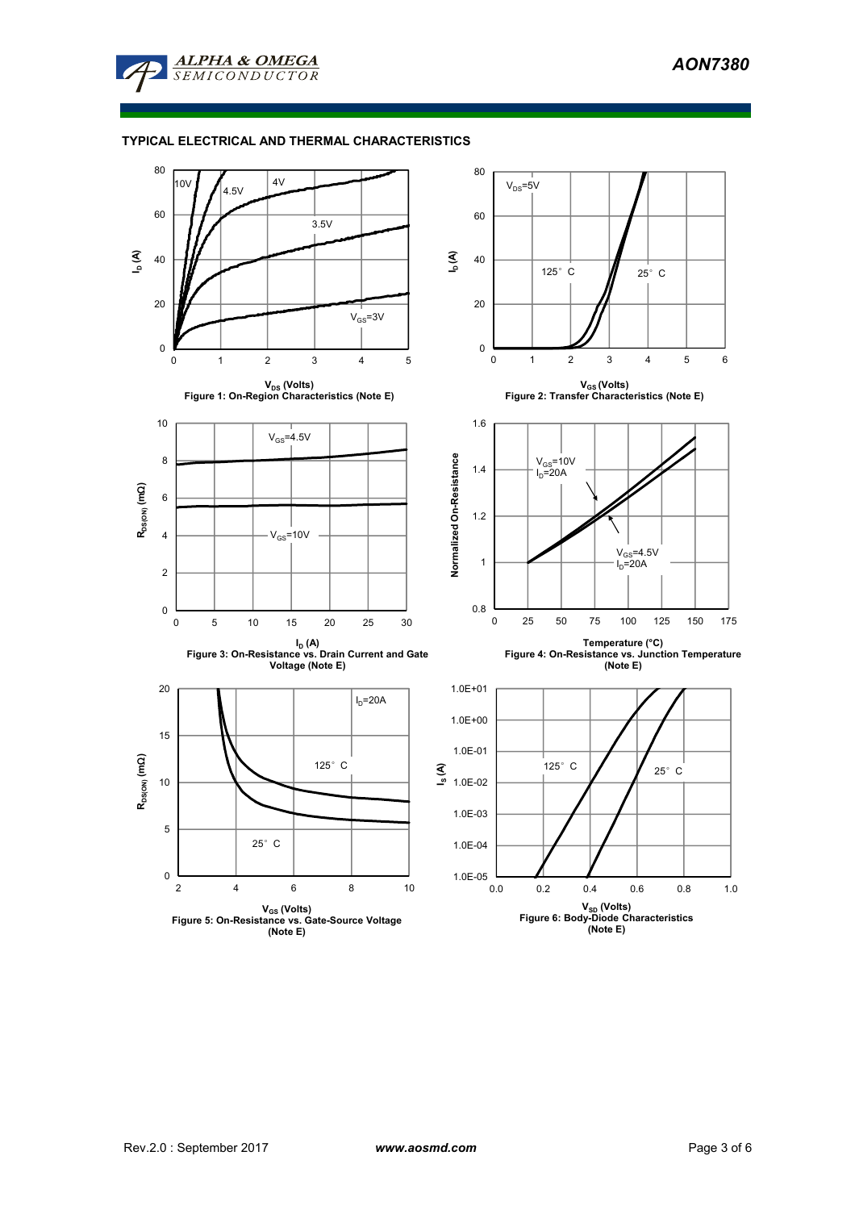## TYPICAL ELECTRICAL AND THERMAL CHARACTERISTICS

10V
4.5V
4V
3.5V
$V_{GS}$=3V

$I_D$ (A)

$V_{DS}$ (Volts)

Figure 1: On-Region Characteristics (Note E)

$V_{DS}$=5V
125° C
25° C

$I_D$ (A)

$V_{GS}$ (Volts)

Figure 2: Transfer Characteristics (Note E)

$V_{GS}$=4.5V
$V_{GS}$=10V

$R_{DS(ON)}$ (mΩ)

$I_D$ (A)

Figure 3: On-Resistance vs. Drain Current and Gate Voltage (Note E)

$V_{GS}$=10V
$I_D$=20A
$V_{GS}$=4.5V
$I_D$=20A

Normalized On-Resistance

Temperature (°C)

Figure 4: On-Resistance vs. Junction Temperature (Note E)

$I_D$=20A
125° C
25° C

$R_{DS(ON)}$ (mΩ)

$V_{GS}$ (Volts)

Figure 5: On-Resistance vs. Gate-Source Voltage (Note E)

125° C
25° C

$I_S$ (A)

$V_{SD}$ (Volts)

Figure 6: Body-Diode Characteristics (Note E)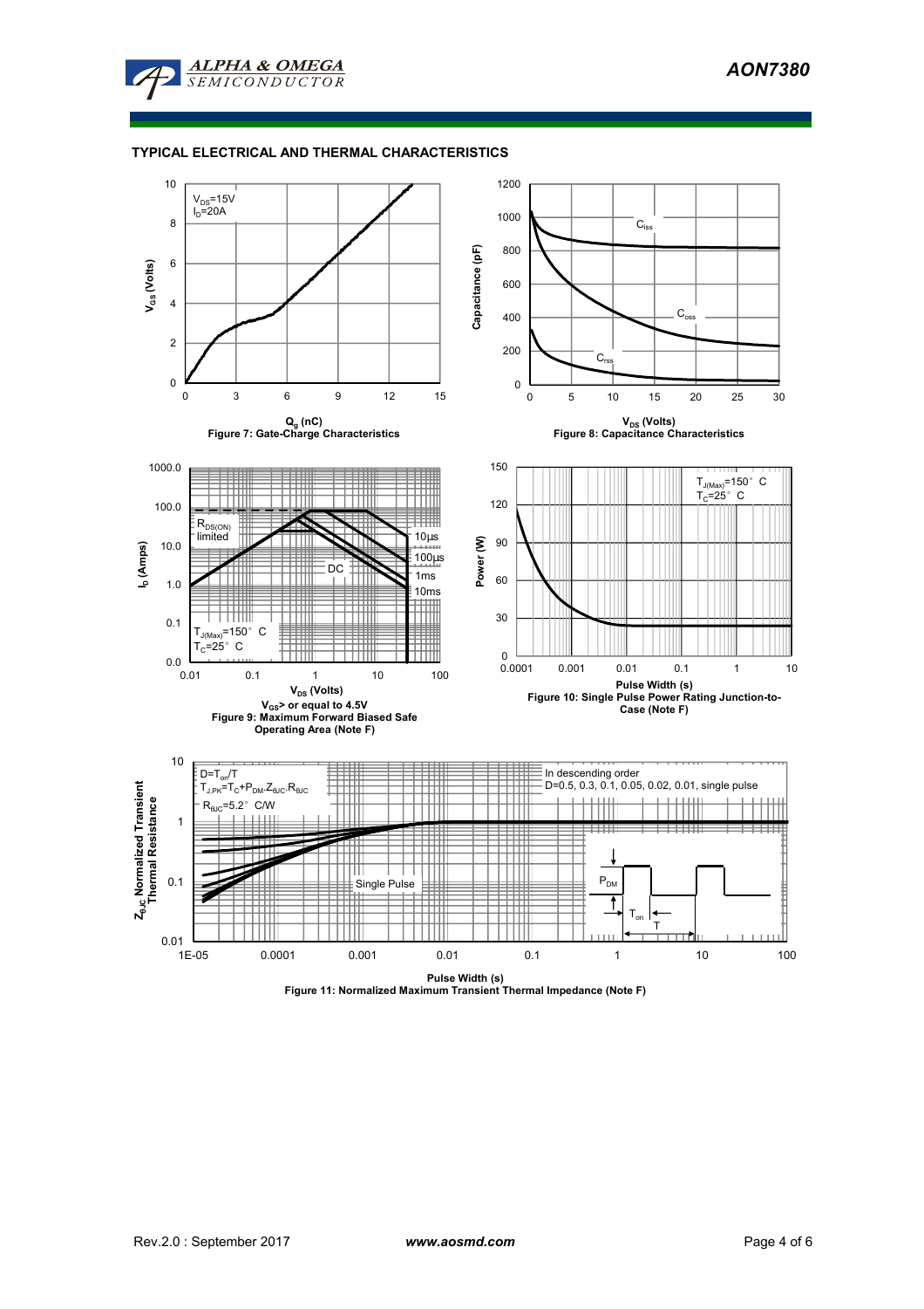## TYPICAL ELECTRICAL AND THERMAL CHARACTERISTICS

$V_{DS}$=15V
$I_D$=20A

$Q_g$ (nC)

Figure 7: Gate-Charge Characteristics

$V_{DS}$ (Volts)

Figure 8: Capacitance Characteristics

$V_{DS}$ (Volts)
$V_{GS}$> or equal to 4.5V

Figure 9: Maximum Forward Biased Safe Operating Area (Note F)

Pulse Width (s)

Figure 10: Single Pulse Power Rating Junction-to-Case (Note F)

$D=T_{on}/T$
$T_{J,PK}=T_C+P_{DM}.Z_{\theta JC}.R_{\theta JC}$
$R_{\theta JC}$=5.2° C/W

In descending order
D=0.5, 0.3, 0.1, 0.05, 0.02, 0.01, single pulse

Pulse Width (s)

Figure 11: Normalized Maximum Transient Thermal Impedance (Note F)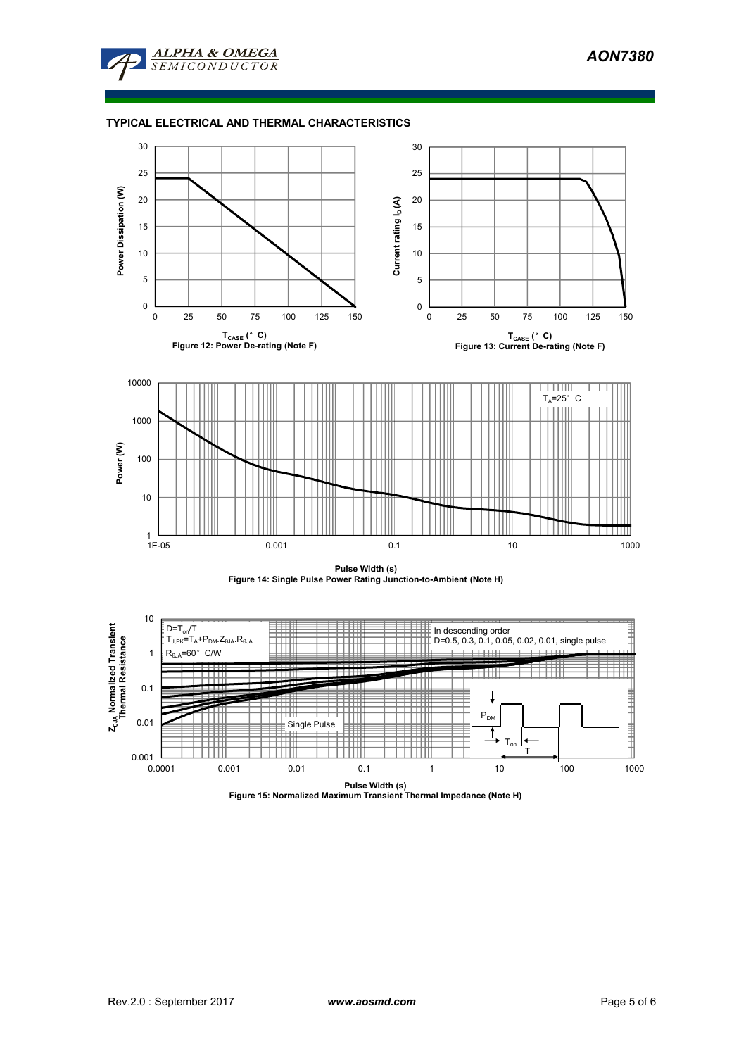## TYPICAL ELECTRICAL AND THERMAL CHARACTERISTICS

Power Dissipation (W)

$T_{CASE}$ (°C)

Figure 12: Power De-rating (Note F)

Current rating $I_D$ (A)

$T_{CASE}$ (°C)

Figure 13: Current De-rating (Note F)

$T_A$=25°C

Power (W)

Pulse Width (s)

Figure 14: Single Pulse Power Rating Junction-to-Ambient (Note H)

$D=T_{on}/T$

$T_{J,PK}=T_A+P_{DM}.Z_{\theta JA}.R_{\theta JA}$

$R_{\theta JA}$=60°C/W

In descending order

D=0.5, 0.3, 0.1, 0.05, 0.02, 0.01, single pulse

Single Pulse

$P_{DM}$

$T_{on}$

T

$Z_{\theta JA}$ Normalized Transient Thermal Resistance

Pulse Width (s)

Figure 15: Normalized Maximum Transient Thermal Impedance (Note H)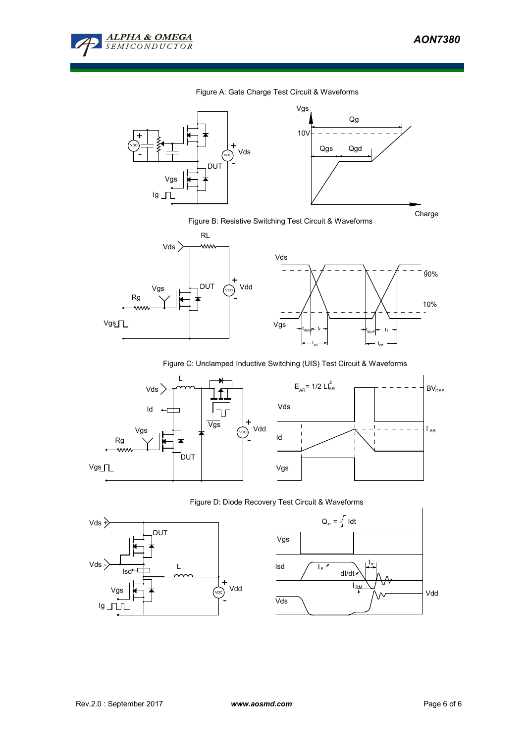Figure A: Gate Charge Test Circuit & Waveforms

Vgs
Qg
10V
Qgs
Qgd
Charge
Vds
DUT
Vgs
Ig
VDC
+
-

Figure B: Resistive Switching Test Circuit & Waveforms

RL
Vds
DUT
Vgs
Rg
Vgs
Vdd
VDC
+
-
Vds
Vgs
90%
10%
$t_{d(on)}$
$t_r$
$t_{on}$
$t_{d(off)}$
$t_f$
$t_{off}$

Figure C: Unclamped Inductive Switching (UIS) Test Circuit & Waveforms

L
Vds
Id
Vgs
Rg
Vgs
DUT
Vgs
Vdd
VDC
+
-
$E_{AR} = 1/2\ LI_{AR}^2$
$BV_{DSS}$
Vds
Id
$I_{AR}$
Vgs

Figure D: Diode Recovery Test Circuit & Waveforms

Vds +
DUT
Vds -
Isd
L
Vgs
Ig
Vdd
VDC
+
-
$Q_{rr} = -\int Idt$
Vgs
Isd
$I_F$
dI/dt
$t_{rr}$
$I_{RM}$
Vds
Vdd